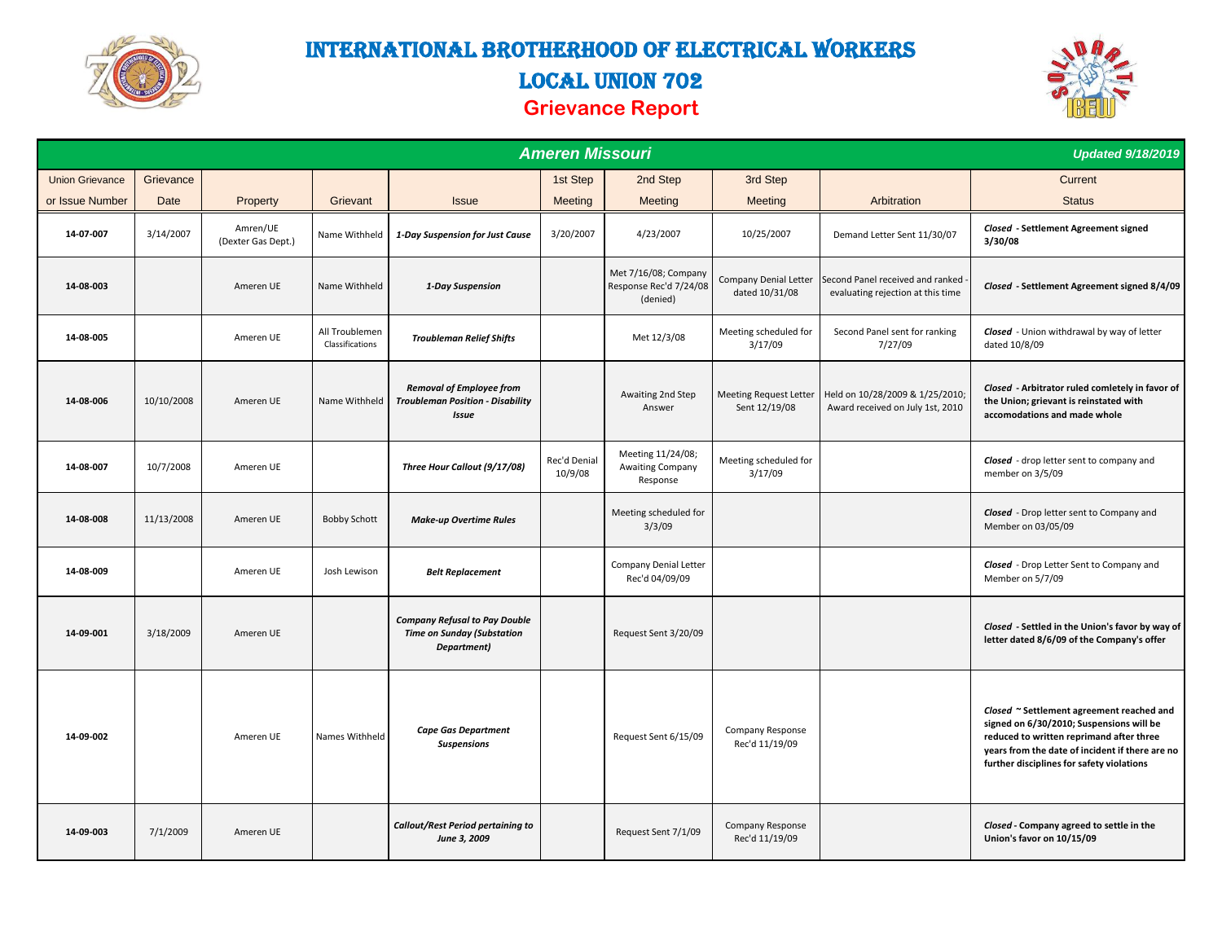# INTERNATIONAL BROTHERHOOD OF ELECTRICAL WORKERS

## LOCAL UNION 702

## Grievance Report

**Ameren Missouri** — *Updated 9/18/2019*

| Union Grievance or Issue Number | Grievance Date | Property | Grievant | Issue | 1st Step Meeting | 2nd Step Meeting | 3rd Step Meeting | Arbitration | Current Status |
|---|---|---|---|---|---|---|---|---|---|
| **14-07-007** | 3/14/2007 | Amren/UE (Dexter Gas Dept.) | Name Withheld | ***1-Day Suspension for Just Cause*** | 3/20/2007 | 4/23/2007 | 10/25/2007 | Demand Letter Sent 11/30/07 | ***Closed*** **- Settlement Agreement signed 3/30/08** |
| **14-08-003** | | Ameren UE | Name Withheld | ***1-Day Suspension*** | | Met 7/16/08; Company Response Rec'd 7/24/08 (denied) | Company Denial Letter dated 10/31/08 | Second Panel received and ranked - evaluating rejection at this time | ***Closed*** **- Settlement Agreement signed 8/4/09** |
| **14-08-005** | | Ameren UE | All Troublemen Classifications | ***Troubleman Relief Shifts*** | | Met 12/3/08 | Meeting scheduled for 3/17/09 | Second Panel sent for ranking 7/27/09 | ***Closed*** - Union withdrawal by way of letter dated 10/8/09 |
| **14-08-006** | 10/10/2008 | Ameren UE | Name Withheld | ***Removal of Employee from Troubleman Position - Disability Issue*** | | Awaiting 2nd Step Answer | Meeting Request Letter Sent 12/19/08 | Held on 10/28/2009 & 1/25/2010; Award received on July 1st, 2010 | ***Closed*** **- Arbitrator ruled comletely in favor of the Union; grievant is reinstated with accomodations and made whole** |
| **14-08-007** | 10/7/2008 | Ameren UE | | ***Three Hour Callout (9/17/08)*** | Rec'd Denial 10/9/08 | Meeting 11/24/08; Awaiting Company Response | Meeting scheduled for 3/17/09 | | ***Closed*** - drop letter sent to company and member on 3/5/09 |
| **14-08-008** | 11/13/2008 | Ameren UE | Bobby Schott | ***Make-up Overtime Rules*** | | Meeting scheduled for 3/3/09 | | | ***Closed*** - Drop letter sent to Company and Member on 03/05/09 |
| **14-08-009** | | Ameren UE | Josh Lewison | ***Belt Replacement*** | | Company Denial Letter Rec'd 04/09/09 | | | ***Closed*** - Drop Letter Sent to Company and Member on 5/7/09 |
| **14-09-001** | 3/18/2009 | Ameren UE | | ***Company Refusal to Pay Double Time on Sunday (Substation Department)*** | | Request Sent 3/20/09 | | | ***Closed*** **- Settled in the Union's favor by way of letter dated 8/6/09 of the Company's offer** |
| **14-09-002** | | Ameren UE | Names Withheld | ***Cape Gas Department Suspensions*** | | Request Sent 6/15/09 | Company Response Rec'd 11/19/09 | | ***Closed*** **~ Settlement agreement reached and signed on 6/30/2010; Suspensions will be reduced to written reprimand after three years from the date of incident if there are no further disciplines for safety violations** |
| **14-09-003** | 7/1/2009 | Ameren UE | | ***Callout/Rest Period pertaining to June 3, 2009*** | | Request Sent 7/1/09 | Company Response Rec'd 11/19/09 | | ***Closed*** **- Company agreed to settle in the Union's favor on 10/15/09** |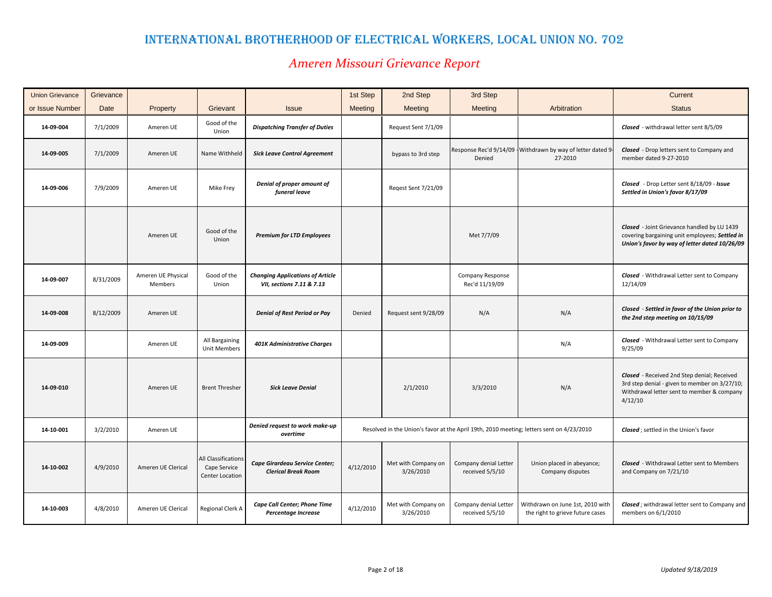# International Brotherhood of Electrical Workers, Local Union No. 702

## *Ameren Missouri Grievance Report*

| Union Grievance or Issue Number | Grievance Date | Property | Grievant | Issue | 1st Step Meeting | 2nd Step Meeting | 3rd Step Meeting | Arbitration | Current Status |
|---|---|---|---|---|---|---|---|---|---|
| **14-09-004** | 7/1/2009 | Ameren UE | Good of the Union | ***Dispatching Transfer of Duties*** | | Request Sent 7/1/09 | | | ***Closed*** - withdrawal letter sent 8/5/09 |
| **14-09-005** | 7/1/2009 | Ameren UE | Name Withheld | ***Sick Leave Control Agreement*** | | bypass to 3rd step | Response Rec'd 9/14/09 - Denied | Withdrawn by way of letter dated 9-27-2010 | ***Closed*** - Drop letters sent to Company and member dated 9-27-2010 |
| **14-09-006** | 7/9/2009 | Ameren UE | Mike Frey | ***Denial of proper amount of funeral leave*** | | Reqest Sent 7/21/09 | | | ***Closed*** - Drop Letter sent 8/18/09 - ***Issue Settled in Union's favor 8/17/09*** |
| | | Ameren UE | Good of the Union | ***Premium for LTD Employees*** | | | Met 7/7/09 | | ***Closed*** - Joint Grievance handled by LU 1439 covering bargaining unit employees; ***Settled in Union's favor by way of letter dated 10/26/09*** |
| **14-09-007** | 8/31/2009 | Ameren UE Physical Members | Good of the Union | ***Changing Applications of Article VII, sections 7.11 & 7.13*** | | | Company Response Rec'd 11/19/09 | | ***Closed*** - Withdrawal Letter sent to Company 12/14/09 |
| **14-09-008** | 8/12/2009 | Ameren UE | | ***Denial of Rest Period or Pay*** | Denied | Request sent 9/28/09 | N/A | N/A | ***Closed - Settled in favor of the Union prior to the 2nd step meeting on 10/15/09*** |
| **14-09-009** | | Ameren UE | All Bargaining Unit Members | ***401K Administrative Charges*** | | | | N/A | ***Closed*** - Withdrawal Letter sent to Company 9/25/09 |
| **14-09-010** | | Ameren UE | Brent Thresher | ***Sick Leave Denial*** | | 2/1/2010 | 3/3/2010 | N/A | ***Closed*** - Received 2nd Step denial; Received 3rd step denial - given to member on 3/27/10; Withdrawal letter sent to member & company 4/12/10 |
| **14-10-001** | 3/2/2010 | Ameren UE | | ***Denied request to work make-up overtime*** | Resolved in the Union's favor at the April 19th, 2010 meeting; letters sent on 4/23/2010 | | | | ***Closed***; settled in the Union's favor |
| **14-10-002** | 4/9/2010 | Ameren UE Clerical | All Classifications Cape Service Center Location | ***Cape Girardeau Service Center; Clerical Break Room*** | 4/12/2010 | Met with Company on 3/26/2010 | Company denial Letter received 5/5/10 | Union placed in abeyance; Company disputes | ***Closed*** - Withdrawal Letter sent to Members and Company on 7/21/10 |
| **14-10-003** | 4/8/2010 | Ameren UE Clerical | Regional Clerk A | ***Cape Call Center; Phone Time Percentage Increase*** | 4/12/2010 | Met with Company on 3/26/2010 | Company denial Letter received 5/5/10 | Withdrawn on June 1st, 2010 with the right to grieve future cases | ***Closed***; withdrawal letter sent to Company and members on 6/1/2010 |

*Updated 9/18/2019*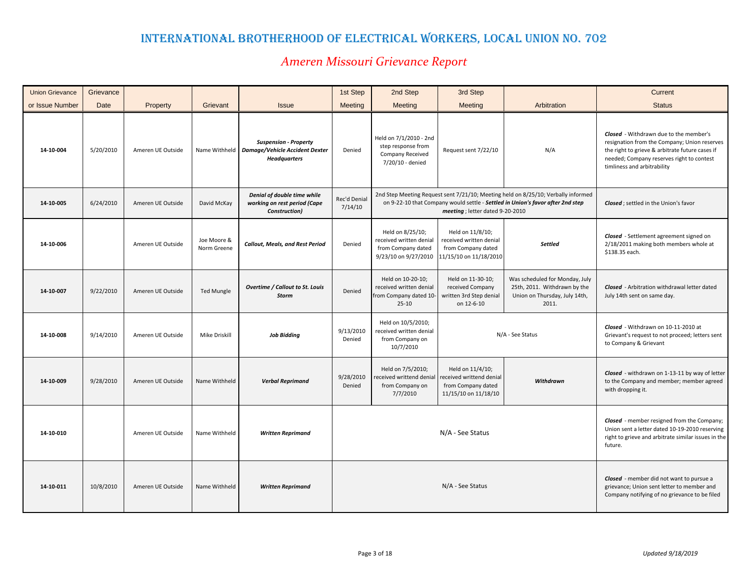# INTERNATIONAL BROTHERHOOD OF ELECTRICAL WORKERS, LOCAL UNION NO. 702

## *Ameren Missouri Grievance Report*

| Union Grievance or Issue Number | Grievance Date | Property | Grievant | Issue | 1st Step Meeting | 2nd Step Meeting | 3rd Step Meeting | Arbitration | Current Status |
|---|---|---|---|---|---|---|---|---|---|
| **14-10-004** | 5/20/2010 | Ameren UE Outside | Name Withheld | ***Suspension - Property Damage/Vehicle Accident Dexter Headquarters*** | Denied | Held on 7/1/2010 - 2nd step response from Company Received 7/20/10 - denied | Request sent 7/22/10 | N/A | ***Closed*** - Withdrawn due to the member's resignation from the Company; Union reserves the right to grieve & arbitrate future cases if needed; Company reserves right to contest timliness and arbitrability |
| **14-10-005** | 6/24/2010 | Ameren UE Outside | David McKay | ***Denial of double time while working on rest period (Cape Construction)*** | Rec'd Denial 7/14/10 | 2nd Step Meeting Request sent 7/21/10; Meeting held on 8/25/10; Verbally informed on 9-22-10 that Company would settle - ***Settled in Union's favor after 2nd step meeting***; letter dated 9-20-2010 | | | ***Closed***; settled in the Union's favor |
| **14-10-006** | | Ameren UE Outside | Joe Moore & Norm Greene | ***Callout, Meals, and Rest Period*** | Denied | Held on 8/25/10; received written denial from Company dated 9/23/10 on 9/27/2010 | Held on 11/8/10; received written denial from Company dated 11/15/10 on 11/18/2010 | ***Settled*** | ***Closed*** - Settlement agreement signed on 2/18/2011 making both members whole at $138.35 each. |
| **14-10-007** | 9/22/2010 | Ameren UE Outside | Ted Mungle | ***Overtime / Callout to St. Louis Storm*** | Denied | Held on 10-20-10; received written denial from Company dated 10-25-10 | Held on 11-30-10; received Company written 3rd Step denial on 12-6-10 | Was scheduled for Monday, July 25th, 2011. Withdrawn by the Union on Thursday, July 14th, 2011. | ***Closed*** - Arbitration withdrawal letter dated July 14th sent on same day. |
| **14-10-008** | 9/14/2010 | Ameren UE Outside | Mike Driskill | ***Job Bidding*** | 9/13/2010 Denied | Held on 10/5/2010; received written denial from Company on 10/7/2010 | N/A - See Status | | ***Closed*** - Withdrawn on 10-11-2010 at Grievant's request to not proceed; letters sent to Company & Grievant |
| **14-10-009** | 9/28/2010 | Ameren UE Outside | Name Withheld | ***Verbal Reprimand*** | 9/28/2010 Denied | Held on 7/5/2010; received writtend denial from Company on 7/7/2010 | Held on 11/4/10; received writtend denial from Company dated 11/15/10 on 11/18/10 | ***Withdrawn*** | ***Closed*** - withdrawn on 1-13-11 by way of letter to the Company and member; member agreed with dropping it. |
| **14-10-010** | | Ameren UE Outside | Name Withheld | ***Written Reprimand*** | N/A - See Status | | | | ***Closed*** - member resigned from the Company; Union sent a letter dated 10-19-2010 reserving right to grieve and arbitrate similar issues in the future. |
| **14-10-011** | 10/8/2010 | Ameren UE Outside | Name Withheld | ***Written Reprimand*** | N/A - See Status | | | | ***Closed*** - member did not want to pursue a grievance; Union sent letter to member and Company notifying of no grievance to be filed |

*Updated 9/18/2019*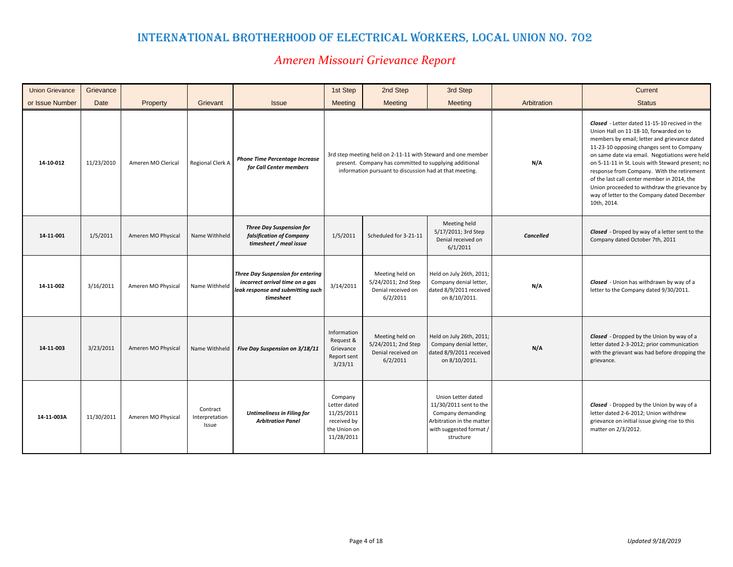# INTERNATIONAL BROTHERHOOD OF ELECTRICAL WORKERS, LOCAL UNION NO. 702

## *Ameren Missouri Grievance Report*

| Union Grievance or Issue Number | Grievance Date | Property | Grievant | Issue | 1st Step Meeting | 2nd Step Meeting | 3rd Step Meeting | Arbitration | Current Status |
|---|---|---|---|---|---|---|---|---|---|
| **14-10-012** | 11/23/2010 | Ameren MO Clerical | Regional Clerk A | ***Phone Time Percentage Increase for Call Center members*** | 3rd step meeting held on 2-11-11 with Steward and one member present. Company has committed to supplying additional information pursuant to discussion had at that meeting. | | | **N/A** | ***Closed*** - Letter dated 11-15-10 recived in the Union Hall on 11-18-10, forwarded on to members by email; letter and grievance dated 11-23-10 opposing changes sent to Company on same date via email. Negotiations were held on 5-11-11 in St. Louis with Steward present; no response from Company. With the retirement of the last call center member in 2014, the Union proceeded to withdraw the grievance by way of letter to the Company dated December 10th, 2014. |
| **14-11-001** | 1/5/2011 | Ameren MO Physical | Name Withheld | ***Three Day Suspension for falsification of Company timesheet / meal issue*** | 1/5/2011 | Scheduled for 3-21-11 | Meeting held 5/17/2011; 3rd Step Denial received on 6/1/2011 | ***Cancelled*** | ***Closed*** - Droped by way of a letter sent to the Company dated October 7th, 2011 |
| **14-11-002** | 3/16/2011 | Ameren MO Physical | Name Withheld | ***Three Day Suspension for entering incorrect arrival time on a gas leak response and submitting such timesheet*** | 3/14/2011 | Meeting held on 5/24/2011; 2nd Step Denial received on 6/2/2011 | Held on July 26th, 2011; Company denial letter, dated 8/9/2011 received on 8/10/2011. | **N/A** | ***Closed*** - Union has withdrawn by way of a letter to the Company dated 9/30/2011. |
| **14-11-003** | 3/23/2011 | Ameren MO Physical | Name Withheld | ***Five Day Suspension on 3/18/11*** | Information Request & Grievance Report sent 3/23/11 | Meeting held on 5/24/2011; 2nd Step Denial received on 6/2/2011 | Held on July 26th, 2011; Company denial letter, dated 8/9/2011 received on 8/10/2011. | **N/A** | ***Closed*** - Dropped by the Union by way of a letter dated 2-3-2012; prior communication with the grievant was had before dropping the grievance. |
| **14-11-003A** | 11/30/2011 | Ameren MO Physical | Contract Interpretation Issue | ***Untimeliness in Filing for Arbitration Panel*** | Company Letter dated 11/25/2011 received by the Union on 11/28/2011 | | Union Letter dated 11/30/2011 sent to the Company demanding Arbitration in the matter with suggested format / structure | | ***Closed*** - Dropped by the Union by way of a letter dated 2-6-2012; Union withdrew grievance on initial issue giving rise to this matter on 2/3/2012. |

*Updated 9/18/2019*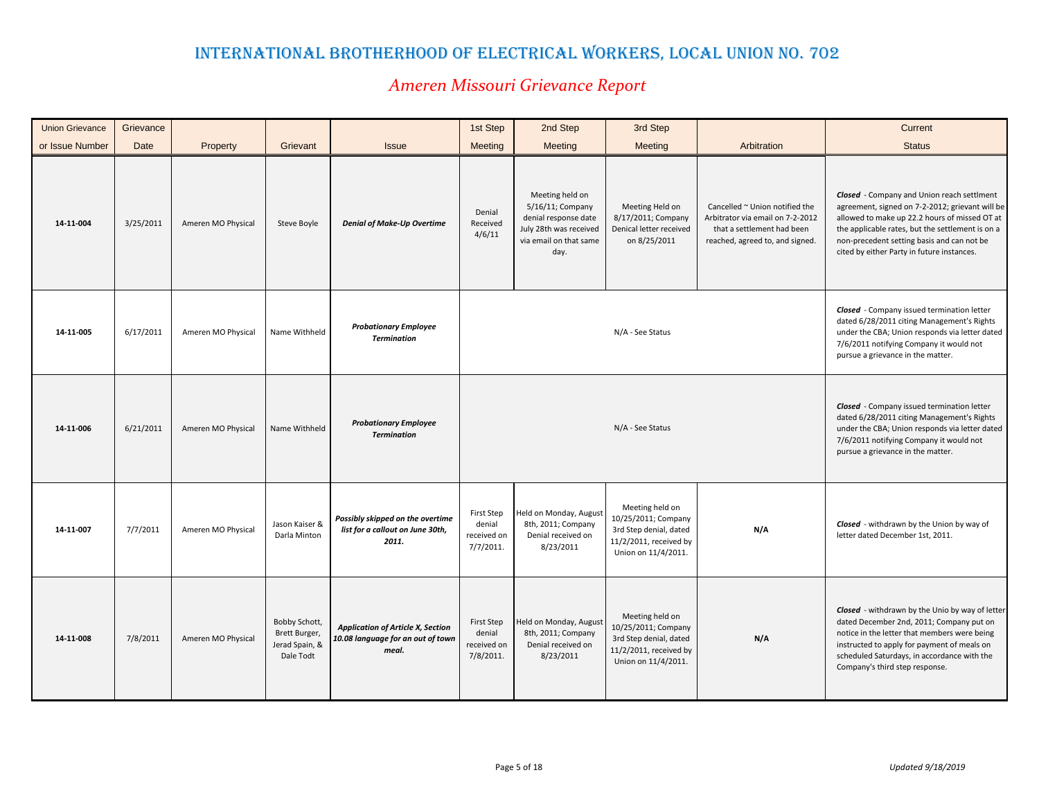# INTERNATIONAL BROTHERHOOD OF ELECTRICAL WORKERS, LOCAL UNION NO. 702

## *Ameren Missouri Grievance Report*

| Union Grievance or Issue Number | Grievance Date | Property | Grievant | Issue | 1st Step Meeting | 2nd Step Meeting | 3rd Step Meeting | Arbitration | Current Status |
|---|---|---|---|---|---|---|---|---|---|
| **14-11-004** | 3/25/2011 | Ameren MO Physical | Steve Boyle | ***Denial of Make-Up Overtime*** | Denial Received 4/6/11 | Meeting held on 5/16/11; Company denial response date July 28th was received via email on that same day. | Meeting Held on 8/17/2011; Company Denical letter received on 8/25/2011 | Cancelled ~ Union notified the Arbitrator via email on 7-2-2012 that a settlement had been reached, agreed to, and signed. | ***Closed*** - Company and Union reach settlment agreement, signed on 7-2-2012; grievant will be allowed to make up 22.2 hours of missed OT at the applicable rates, but the settlement is on a non-precedent setting basis and can not be cited by either Party in future instances. |
| **14-11-005** | 6/17/2011 | Ameren MO Physical | Name Withheld | ***Probationary Employee Termination*** | | | N/A - See Status | | ***Closed*** - Company issued termination letter dated 6/28/2011 citing Management's Rights under the CBA; Union responds via letter dated 7/6/2011 notifying Company it would not pursue a grievance in the matter. |
| **14-11-006** | 6/21/2011 | Ameren MO Physical | Name Withheld | ***Probationary Employee Termination*** | | | N/A - See Status | | ***Closed*** - Company issued termination letter dated 6/28/2011 citing Management's Rights under the CBA; Union responds via letter dated 7/6/2011 notifying Company it would not pursue a grievance in the matter. |
| **14-11-007** | 7/7/2011 | Ameren MO Physical | Jason Kaiser & Darla Minton | ***Possibly skipped on the overtime list for a callout on June 30th, 2011.*** | First Step denial received on 7/7/2011. | Held on Monday, August 8th, 2011; Company Denial received on 8/23/2011 | Meeting held on 10/25/2011; Company 3rd Step denial, dated 11/2/2011, received by Union on 11/4/2011. | **N/A** | ***Closed*** - withdrawn by the Union by way of letter dated December 1st, 2011. |
| **14-11-008** | 7/8/2011 | Ameren MO Physical | Bobby Schott, Brett Burger, Jerad Spain, & Dale Todt | ***Application of Article X, Section 10.08 language for an out of town meal.*** | First Step denial received on 7/8/2011. | Held on Monday, August 8th, 2011; Company Denial received on 8/23/2011 | Meeting held on 10/25/2011; Company 3rd Step denial, dated 11/2/2011, received by Union on 11/4/2011. | **N/A** | ***Closed*** - withdrawn by the Unio by way of letter dated December 2nd, 2011; Company put on notice in the letter that members were being instructed to apply for payment of meals on scheduled Saturdays, in accordance with the Company's third step response. |

*Updated 9/18/2019*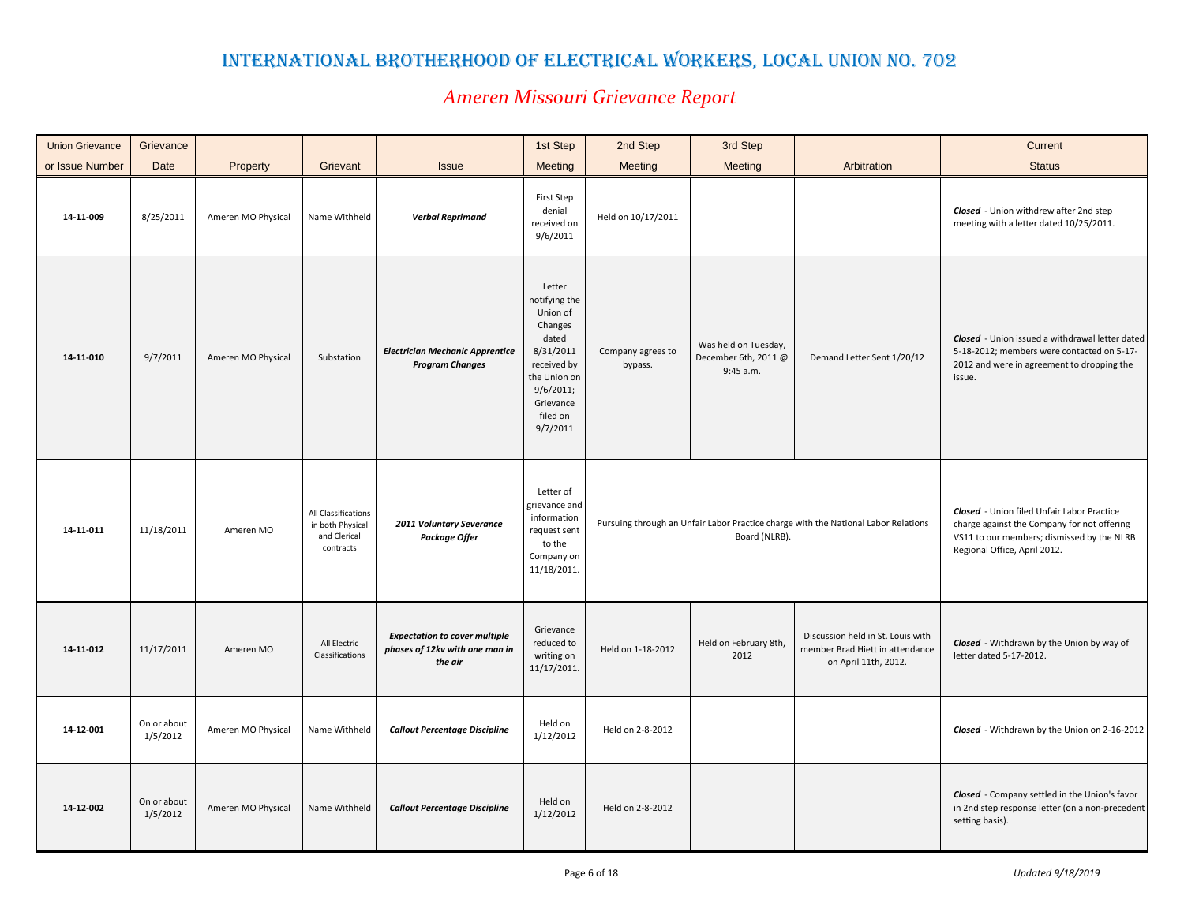# INTERNATIONAL BROTHERHOOD OF ELECTRICAL WORKERS, LOCAL UNION NO. 702

## *Ameren Missouri Grievance Report*

| Union Grievance or Issue Number | Grievance Date | Property | Grievant | Issue | 1st Step Meeting | 2nd Step Meeting | 3rd Step Meeting | Arbitration | Current Status |
|---|---|---|---|---|---|---|---|---|---|
| **14-11-009** | 8/25/2011 | Ameren MO Physical | Name Withheld | ***Verbal Reprimand*** | First Step denial received on 9/6/2011 | Held on 10/17/2011 | | | ***Closed*** - Union withdrew after 2nd step meeting with a letter dated 10/25/2011. |
| **14-11-010** | 9/7/2011 | Ameren MO Physical | Substation | ***Electrician Mechanic Apprentice Program Changes*** | Letter notifying the Union of Changes dated 8/31/2011 received by the Union on 9/6/2011; Grievance filed on 9/7/2011 | Company agrees to bypass. | Was held on Tuesday, December 6th, 2011 @ 9:45 a.m. | Demand Letter Sent 1/20/12 | ***Closed*** - Union issued a withdrawal letter dated 5-18-2012; members were contacted on 5-17-2012 and were in agreement to dropping the issue. |
| **14-11-011** | 11/18/2011 | Ameren MO | All Classifications in both Physical and Clerical contracts | ***2011 Voluntary Severance Package Offer*** | Letter of grievance and information request sent to the Company on 11/18/2011. | Pursuing through an Unfair Labor Practice charge with the National Labor Relations Board (NLRB). | | | ***Closed*** - Union filed Unfair Labor Practice charge against the Company for not offering VS11 to our members; dismissed by the NLRB Regional Office, April 2012. |
| **14-11-012** | 11/17/2011 | Ameren MO | All Electric Classifications | ***Expectation to cover multiple phases of 12kv with one man in the air*** | Grievance reduced to writing on 11/17/2011. | Held on 1-18-2012 | Held on February 8th, 2012 | Discussion held in St. Louis with member Brad Hiett in attendance on April 11th, 2012. | ***Closed*** - Withdrawn by the Union by way of letter dated 5-17-2012. |
| **14-12-001** | On or about 1/5/2012 | Ameren MO Physical | Name Withheld | ***Callout Percentage Discipline*** | Held on 1/12/2012 | Held on 2-8-2012 | | | ***Closed*** - Withdrawn by the Union on 2-16-2012 |
| **14-12-002** | On or about 1/5/2012 | Ameren MO Physical | Name Withheld | ***Callout Percentage Discipline*** | Held on 1/12/2012 | Held on 2-8-2012 | | | ***Closed*** - Company settled in the Union's favor in 2nd step response letter (on a non-precedent setting basis). |

*Updated 9/18/2019*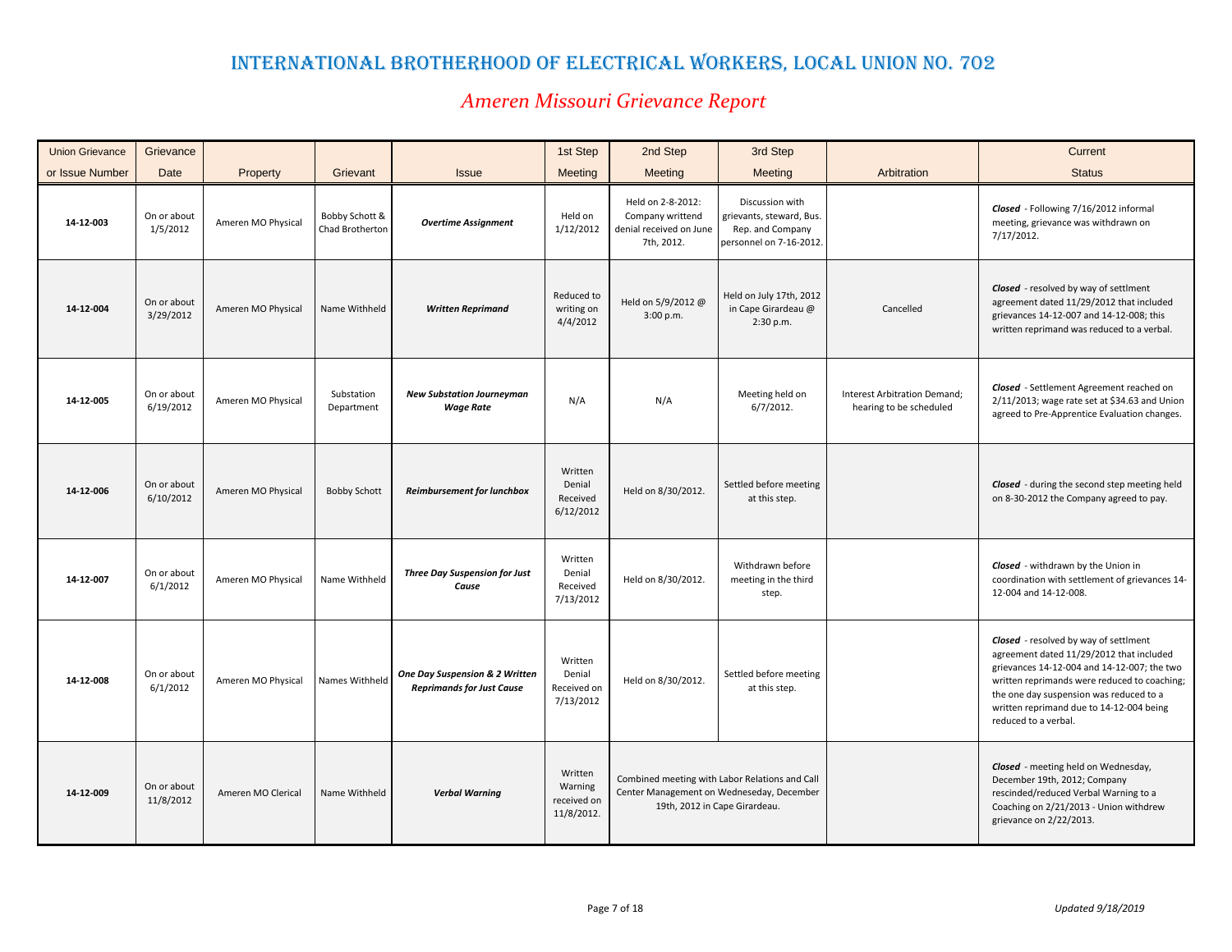# INTERNATIONAL BROTHERHOOD OF ELECTRICAL WORKERS, LOCAL UNION NO. 702

## *Ameren Missouri Grievance Report*

| Union Grievance or Issue Number | Grievance Date | Property | Grievant | Issue | 1st Step Meeting | 2nd Step Meeting | 3rd Step Meeting | Arbitration | Current Status |
|---|---|---|---|---|---|---|---|---|---|
| **14-12-003** | On or about 1/5/2012 | Ameren MO Physical | Bobby Schott & Chad Brotherton | ***Overtime Assignment*** | Held on 1/12/2012 | Held on 2-8-2012: Company writtend denial received on June 7th, 2012. | Discussion with grievants, steward, Bus. Rep. and Company personnel on 7-16-2012. | | ***Closed*** - Following 7/16/2012 informal meeting, grievance was withdrawn on 7/17/2012. |
| **14-12-004** | On or about 3/29/2012 | Ameren MO Physical | Name Withheld | ***Written Reprimand*** | Reduced to writing on 4/4/2012 | Held on 5/9/2012 @ 3:00 p.m. | Held on July 17th, 2012 in Cape Girardeau @ 2:30 p.m. | Cancelled | ***Closed*** - resolved by way of settlment agreement dated 11/29/2012 that included grievances 14-12-007 and 14-12-008; this written reprimand was reduced to a verbal. |
| **14-12-005** | On or about 6/19/2012 | Ameren MO Physical | Substation Department | ***New Substation Journeyman Wage Rate*** | N/A | N/A | Meeting held on 6/7/2012. | Interest Arbitration Demand; hearing to be scheduled | ***Closed*** - Settlement Agreement reached on 2/11/2013; wage rate set at $34.63 and Union agreed to Pre-Apprentice Evaluation changes. |
| **14-12-006** | On or about 6/10/2012 | Ameren MO Physical | Bobby Schott | ***Reimbursement for lunchbox*** | Written Denial Received 6/12/2012 | Held on 8/30/2012. | Settled before meeting at this step. | | ***Closed*** - during the second step meeting held on 8-30-2012 the Company agreed to pay. |
| **14-12-007** | On or about 6/1/2012 | Ameren MO Physical | Name Withheld | ***Three Day Suspension for Just Cause*** | Written Denial Received 7/13/2012 | Held on 8/30/2012. | Withdrawn before meeting in the third step. | | ***Closed*** - withdrawn by the Union in coordination with settlement of grievances 14-12-004 and 14-12-008. |
| **14-12-008** | On or about 6/1/2012 | Ameren MO Physical | Names Withheld | ***One Day Suspension & 2 Written Reprimands for Just Cause*** | Written Denial Received on 7/13/2012 | Held on 8/30/2012. | Settled before meeting at this step. | | ***Closed*** - resolved by way of settlment agreement dated 11/29/2012 that included grievances 14-12-004 and 14-12-007; the two written reprimands were reduced to coaching; the one day suspension was reduced to a written reprimand due to 14-12-004 being reduced to a verbal. |
| **14-12-009** | On or about 11/8/2012 | Ameren MO Clerical | Name Withheld | ***Verbal Warning*** | Written Warning received on 11/8/2012. | Combined meeting with Labor Relations and Call Center Management on Wedneseday, December 19th, 2012 in Cape Girardeau. | | | ***Closed*** - meeting held on Wednesday, December 19th, 2012; Company rescinded/reduced Verbal Warning to a Coaching on 2/21/2013 - Union withdrew grievance on 2/22/2013. |

*Updated 9/18/2019*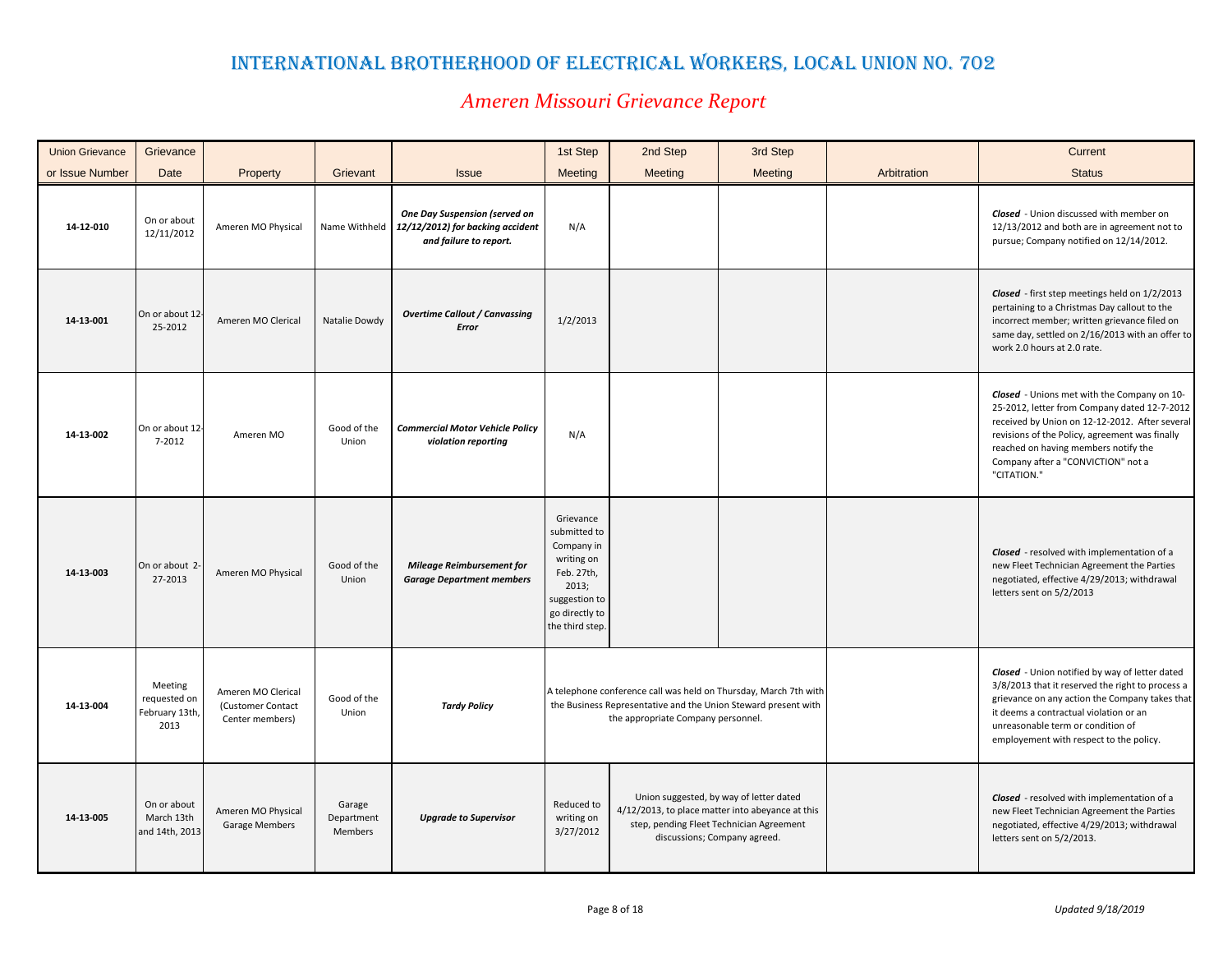# INTERNATIONAL BROTHERHOOD OF ELECTRICAL WORKERS, LOCAL UNION NO. 702

## *Ameren Missouri Grievance Report*

| Union Grievance or Issue Number | Grievance Date | Property | Grievant | Issue | 1st Step Meeting | 2nd Step Meeting | 3rd Step Meeting | Arbitration | Current Status |
|---|---|---|---|---|---|---|---|---|---|
| **14-12-010** | On or about 12/11/2012 | Ameren MO Physical | Name Withheld | ***One Day Suspension (served on 12/12/2012) for backing accident and failure to report.*** | N/A | | | | ***Closed*** - Union discussed with member on 12/13/2012 and both are in agreement not to pursue; Company notified on 12/14/2012. |
| **14-13-001** | On or about 12-25-2012 | Ameren MO Clerical | Natalie Dowdy | ***Overtime Callout / Canvassing Error*** | 1/2/2013 | | | | ***Closed*** - first step meetings held on 1/2/2013 pertaining to a Christmas Day callout to the incorrect member; written grievance filed on same day, settled on 2/16/2013 with an offer to work 2.0 hours at 2.0 rate. |
| **14-13-002** | On or about 12-7-2012 | Ameren MO | Good of the Union | ***Commercial Motor Vehicle Policy violation reporting*** | N/A | | | | ***Closed*** - Unions met with the Company on 10-25-2012, letter from Company dated 12-7-2012 received by Union on 12-12-2012. After several revisions of the Policy, agreement was finally reached on having members notify the Company after a "CONVICTION" not a "CITATION." |
| **14-13-003** | On or about 2-27-2013 | Ameren MO Physical | Good of the Union | ***Mileage Reimbursement for Garage Department members*** | Grievance submitted to Company in writing on Feb. 27th, 2013; suggestion to go directly to the third step. | | | | ***Closed*** - resolved with implementation of a new Fleet Technician Agreement the Parties negotiated, effective 4/29/2013; withdrawal letters sent on 5/2/2013 |
| **14-13-004** | Meeting requested on February 13th, 2013 | Ameren MO Clerical (Customer Contact Center members) | Good of the Union | ***Tardy Policy*** | A telephone conference call was held on Thursday, March 7th with the Business Representative and the Union Steward present with the appropriate Company personnel. | | | | ***Closed*** - Union notified by way of letter dated 3/8/2013 that it reserved the right to process a grievance on any action the Company takes that it deems a contractual violation or an unreasonable term or condition of employement with respect to the policy. |
| **14-13-005** | On or about March 13th and 14th, 2013 | Ameren MO Physical Garage Members | Garage Department Members | ***Upgrade to Supervisor*** | Reduced to writing on 3/27/2012 | Union suggested, by way of letter dated 4/12/2013, to place matter into abeyance at this step, pending Fleet Technician Agreement discussions; Company agreed. | | | ***Closed*** - resolved with implementation of a new Fleet Technician Agreement the Parties negotiated, effective 4/29/2013; withdrawal letters sent on 5/2/2013. |

*Updated 9/18/2019*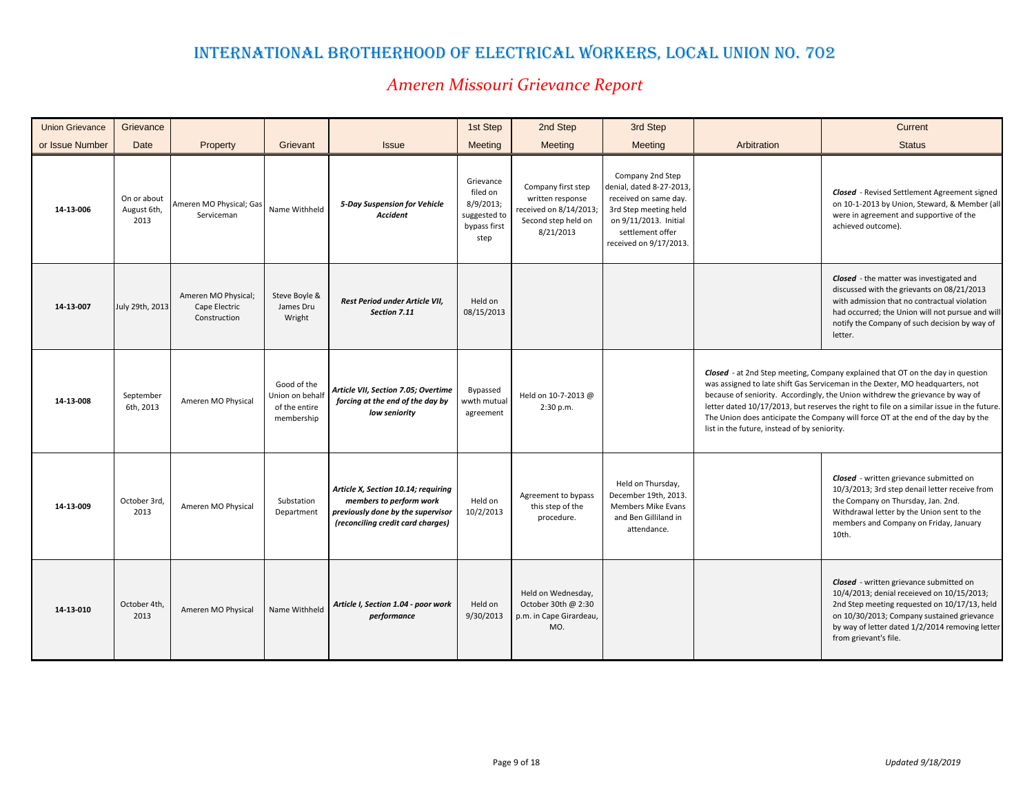# INTERNATIONAL BROTHERHOOD OF ELECTRICAL WORKERS, LOCAL UNION NO. 702

## *Ameren Missouri Grievance Report*

| Union Grievance or Issue Number | Grievance Date | Property | Grievant | Issue | 1st Step Meeting | 2nd Step Meeting | 3rd Step Meeting | Arbitration | Current Status |
|---|---|---|---|---|---|---|---|---|---|
| **14-13-006** | On or about August 6th, 2013 | Ameren MO Physical; Gas Serviceman | Name Withheld | ***5-Day Suspension for Vehicle Accident*** | Grievance filed on 8/9/2013; suggested to bypass first step | Company first step written response received on 8/14/2013; Second step held on 8/21/2013 | Company 2nd Step denial, dated 8-27-2013, received on same day. 3rd Step meeting held on 9/11/2013. Initial settlement offer received on 9/17/2013. | | ***Closed*** - Revised Settlement Agreement signed on 10-1-2013 by Union, Steward, & Member (all were in agreement and supportive of the achieved outcome). |
| **14-13-007** | July 29th, 2013 | Ameren MO Physical; Cape Electric Construction | Steve Boyle & James Dru Wright | ***Rest Period under Article VII, Section 7.11*** | Held on 08/15/2013 | | | | ***Closed*** - the matter was investigated and discussed with the grievants on 08/21/2013 with admission that no contractual violation had occurred; the Union will not pursue and will notify the Company of such decision by way of letter. |
| **14-13-008** | September 6th, 2013 | Ameren MO Physical | Good of the Union on behalf of the entire membership | ***Article VII, Section 7.05; Overtime forcing at the end of the day by low seniority*** | Bypassed wwth mutual agreement | Held on 10-7-2013 @ 2:30 p.m. | | ***Closed*** - at 2nd Step meeting, Company explained that OT on the day in question was assigned to late shift Gas Serviceman in the Dexter, MO headquarters, not because of seniority. Accordingly, the Union withdrew the grievance by way of letter dated 10/17/2013, but reserves the right to file on a similar issue in the future. The Union does anticipate the Company will force OT at the end of the day by the list in the future, instead of by seniority. | |
| **14-13-009** | October 3rd, 2013 | Ameren MO Physical | Substation Department | ***Article X, Section 10.14; requiring members to perform work previously done by the supervisor (reconciling credit card charges)*** | Held on 10/2/2013 | Agreement to bypass this step of the procedure. | Held on Thursday, December 19th, 2013. Members Mike Evans and Ben Gilliland in attendance. | | ***Closed*** - written grievance submitted on 10/3/2013; 3rd step denail letter receive from the Company on Thursday, Jan. 2nd. Withdrawal letter by the Union sent to the members and Company on Friday, January 10th. |
| **14-13-010** | October 4th, 2013 | Ameren MO Physical | Name Withheld | ***Article I, Section 1.04 - poor work performance*** | Held on 9/30/2013 | Held on Wednesday, October 30th @ 2:30 p.m. in Cape Girardeau, MO. | | | ***Closed*** - written grievance submitted on 10/4/2013; denial receieved on 10/15/2013; 2nd Step meeting requested on 10/17/13, held on 10/30/2013; Company sustained grievance by way of letter dated 1/2/2014 removing letter from grievant's file. |

*Updated 9/18/2019*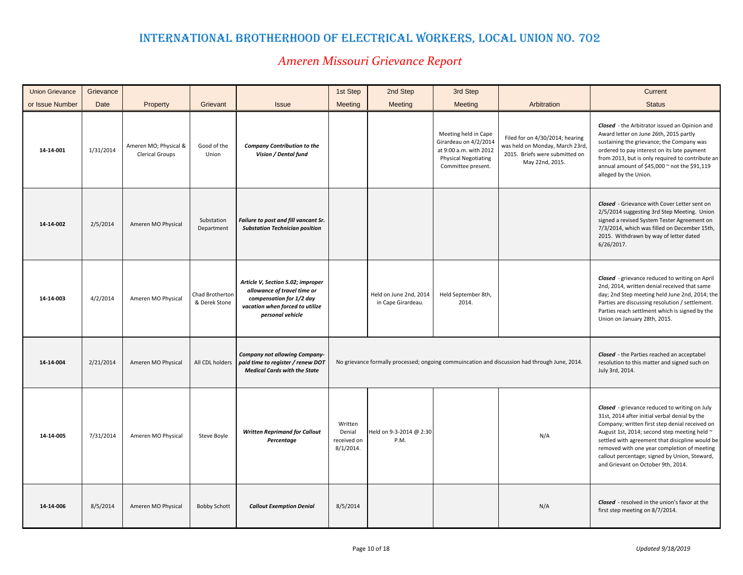# INTERNATIONAL BROTHERHOOD OF ELECTRICAL WORKERS, LOCAL UNION NO. 702

## *Ameren Missouri Grievance Report*

| Union Grievance or Issue Number | Grievance Date | Property | Grievant | Issue | 1st Step Meeting | 2nd Step Meeting | 3rd Step Meeting | Arbitration | Current Status |
|---|---|---|---|---|---|---|---|---|---|
| **14-14-001** | 1/31/2014 | Ameren MO; Physical & Clerical Groups | Good of the Union | ***Company Contribution to the Vision / Dental fund*** | | | Meeting held in Cape Girardeau on 4/2/2014 at 9:00 a.m. with 2012 Physical Negotiating Committee present. | Filed for on 4/30/2014; hearing was held on Monday, March 23rd, 2015. Briefs were submitted on May 22nd, 2015. | ***Closed*** - the Arbitrator issued an Opinion and Award letter on June 26th, 2015 partly sustaining the grievance; the Company was ordered to pay interest on its late payment from 2013, but is only required to contribute an annual amount of $45,000 ~ not the $91,119 alleged by the Union. |
| **14-14-002** | 2/5/2014 | Ameren MO Physical | Substation Department | ***Failure to post and fill vancant Sr. Substation Technician position*** | | | | | ***Closed*** - Grievance with Cover Letter sent on 2/5/2014 suggesting 3rd Step Meeting. Union signed a revised System Tester Agreement on 7/3/2014, which was filled on December 15th, 2015. Withdrawn by way of letter dated 6/26/2017. |
| **14-14-003** | 4/2/2014 | Ameren MO Physical | Chad Brotherton & Derek Stone | ***Article V, Section 5.02; improper allowance of travel time or compensation for 1/2 day vacation when forced to utilize personal vehicle*** | | Held on June 2nd, 2014 in Cape Girardeau. | Held September 8th, 2014. | | ***Closed*** - grievance reduced to writing on April 2nd, 2014, written denial received that same day; 2nd Step meeting held June 2nd, 2014; the Parties are discussing resolution / settlement. Parties reach settlment which is signed by the Union on January 28th, 2015. |
| **14-14-004** | 2/21/2014 | Ameren MO Physical | All CDL holders | ***Company not allowing Company-paid time to register / renew DOT Medical Cards with the State*** | No grievance formally processed; ongoing commuincation and discussion had through June, 2014. | | | | ***Closed*** - the Parties reached an acceptabel resolution to this matter and signed such on July 3rd, 2014. |
| **14-14-005** | 7/31/2014 | Ameren MO Physical | Steve Boyle | ***Written Reprimand for Callout Percentage*** | Written Denial received on 8/1/2014. | Held on 9-3-2014 @ 2:30 P.M. | | N/A | ***Closed*** - grievance reduced to writing on July 31st, 2014 after initial verbal denial by the Company; written first step denial received on August 1st, 2014; second step meeting held ~ settled with agreement that disicpline would be removed with one year completion of meeting callout percentage; signed by Union, Steward, and Grievant on October 9th, 2014. |
| **14-14-006** | 8/5/2014 | Ameren MO Physical | Bobby Schott | ***Callout Exemption Denial*** | 8/5/2014 | | | N/A | ***Closed*** - resolved in the union's favor at the first step meeting on 8/7/2014. |

*Updated 9/18/2019*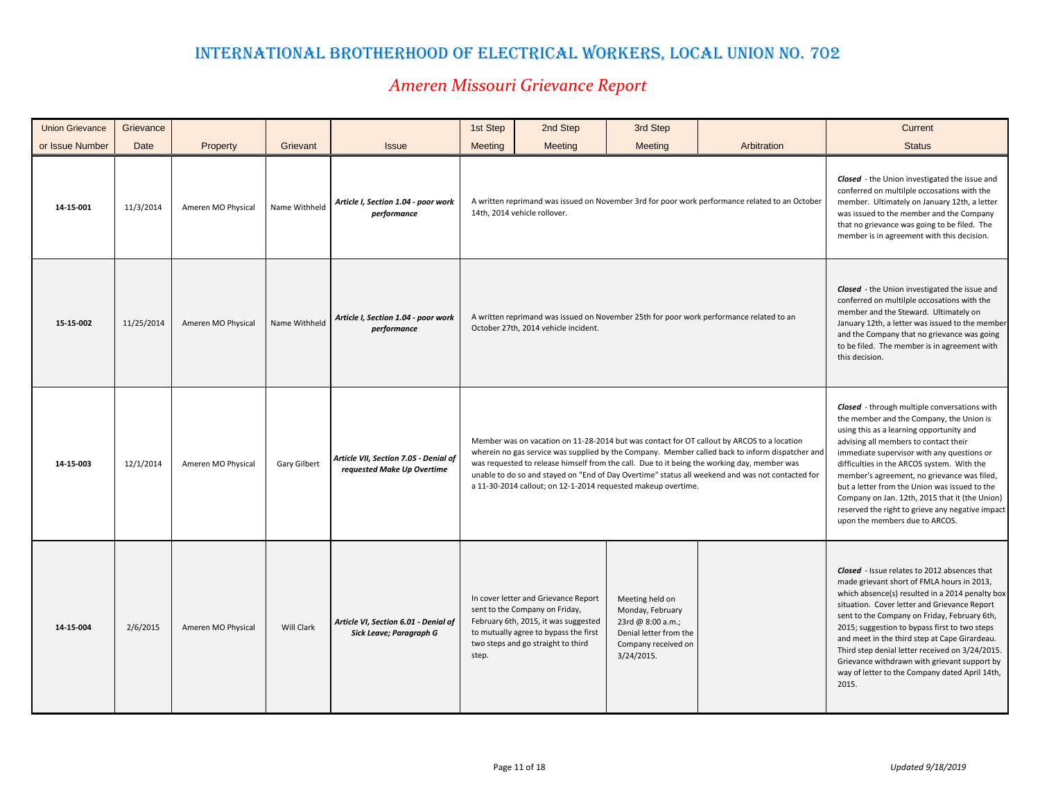# INTERNATIONAL BROTHERHOOD OF ELECTRICAL WORKERS, LOCAL UNION NO. 702

## *Ameren Missouri Grievance Report*

| Union Grievance or Issue Number | Grievance Date | Property | Grievant | Issue | 1st Step Meeting | 2nd Step Meeting | 3rd Step Meeting | Arbitration | Current Status |
|---|---|---|---|---|---|---|---|---|---|
| **14-15-001** | 11/3/2014 | Ameren MO Physical | Name Withheld | ***Article I, Section 1.04 - poor work performance*** | A written reprimand was issued on November 3rd for poor work performance related to an October 14th, 2014 vehicle rollover. | | | | ***Closed*** - the Union investigated the issue and conferred on multilple occosations with the member. Ultimately on January 12th, a letter was issued to the member and the Company that no grievance was going to be filed. The member is in agreement with this decision. |
| **15-15-002** | 11/25/2014 | Ameren MO Physical | Name Withheld | ***Article I, Section 1.04 - poor work performance*** | A written reprimand was issued on November 25th for poor work performance related to an October 27th, 2014 vehicle incident. | | | | ***Closed*** - the Union investigated the issue and conferred on multilple occosations with the member and the Steward. Ultimately on January 12th, a letter was issued to the member and the Company that no grievance was going to be filed. The member is in agreement with this decision. |
| **14-15-003** | 12/1/2014 | Ameren MO Physical | Gary Gilbert | ***Article VII, Section 7.05 - Denial of requested Make Up Overtime*** | Member was on vacation on 11-28-2014 but was contact for OT callout by ARCOS to a location wherein no gas service was supplied by the Company. Member called back to inform dispatcher and was requested to release himself from the call. Due to it being the working day, member was unable to do so and stayed on "End of Day Overtime" status all weekend and was not contacted for a 11-30-2014 callout; on 12-1-2014 requested makeup overtime. | | | | ***Closed*** - through multiple conversations with the member and the Company, the Union is using this as a learning opportunity and advising all members to contact their immediate supervisor with any questions or difficulties in the ARCOS system. With the member's agreement, no grievance was filed, but a letter from the Union was issued to the Company on Jan. 12th, 2015 that it (the Union) reserved the right to grieve any negative impact upon the members due to ARCOS. |
| **14-15-004** | 2/6/2015 | Ameren MO Physical | Will Clark | ***Article VI, Section 6.01 - Denial of Sick Leave; Paragraph G*** | In cover letter and Grievance Report sent to the Company on Friday, February 6th, 2015, it was suggested to mutually agree to bypass the first two steps and go straight to third step. | | Meeting held on Monday, February 23rd @ 8:00 a.m.; Denial letter from the Company received on 3/24/2015. | | ***Closed*** - Issue relates to 2012 absences that made grievant short of FMLA hours in 2013, which absence(s) resulted in a 2014 penalty box situation. Cover letter and Grievance Report sent to the Company on Friday, February 6th, 2015; suggestion to bypass first to two steps and meet in the third step at Cape Girardeau. Third step denial letter received on 3/24/2015. Grievance withdrawn with grievant support by way of letter to the Company dated April 14th, 2015. |

*Updated 9/18/2019*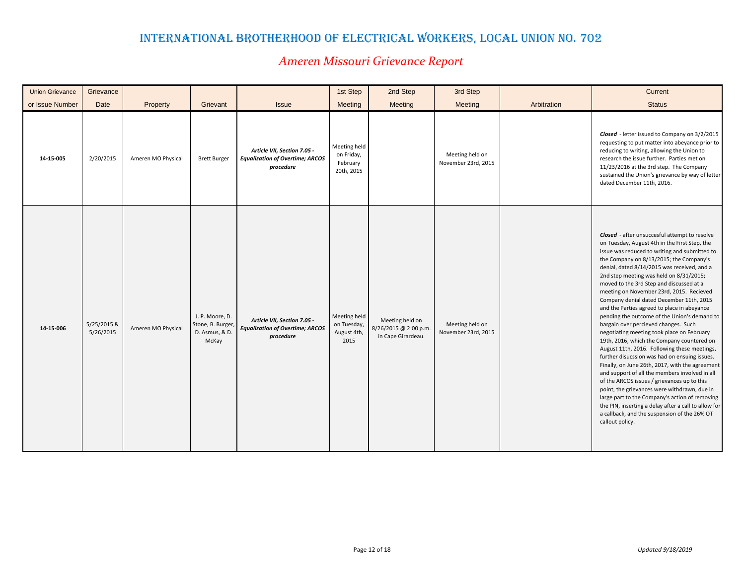# INTERNATIONAL BROTHERHOOD OF ELECTRICAL WORKERS, LOCAL UNION NO. 702

## *Ameren Missouri Grievance Report*

| Union Grievance or Issue Number | Grievance Date | Property | Grievant | Issue | 1st Step Meeting | 2nd Step Meeting | 3rd Step Meeting | Arbitration | Current Status |
|---|---|---|---|---|---|---|---|---|---|
| **14-15-005** | 2/20/2015 | Ameren MO Physical | Brett Burger | ***Article VII, Section 7.05 - Equalization of Overtime; ARCOS procedure*** | Meeting held on Friday, February 20th, 2015 | | Meeting held on November 23rd, 2015 | | ***Closed*** - letter issued to Company on 3/2/2015 requesting to put matter into abeyance prior to reducing to writing, allowing the Union to research the issue further. Parties met on 11/23/2016 at the 3rd step. The Company sustained the Union's grievance by way of letter dated December 11th, 2016. |
| **14-15-006** | 5/25/2015 & 5/26/2015 | Ameren MO Physical | J. P. Moore, D. Stone, B. Burger, D. Asmus, & D. McKay | ***Article VII, Section 7.05 - Equalization of Overtime; ARCOS procedure*** | Meeting held on Tuesday, August 4th, 2015 | Meeting held on 8/26/2015 @ 2:00 p.m. in Cape Girardeau. | Meeting held on November 23rd, 2015 | | ***Closed*** - after unsuccesful attempt to resolve on Tuesday, August 4th in the First Step, the issue was reduced to writing and submitted to the Company on 8/13/2015; the Company's denial, dated 8/14/2015 was received, and a 2nd step meeting was held on 8/31/2015; moved to the 3rd Step and discussed at a meeting on November 23rd, 2015. Recieved Company denial dated December 11th, 2015 and the Parties agreed to place in abeyance pending the outcome of the Union's demand to bargain over percieved changes. Such negotiating meeting took place on February 19th, 2016, which the Company countered on August 11th, 2016. Following these meetings, further disucssion was had on ensuing issues. Finally, on June 26th, 2017, with the agreement and support of all the members involved in all of the ARCOS issues / grievances up to this point, the grievances were withdrawn, due in large part to the Company's action of removing the PIN, inserting a delay after a call to allow for a callback, and the suspension of the 26% OT callout policy. |

*Updated 9/18/2019*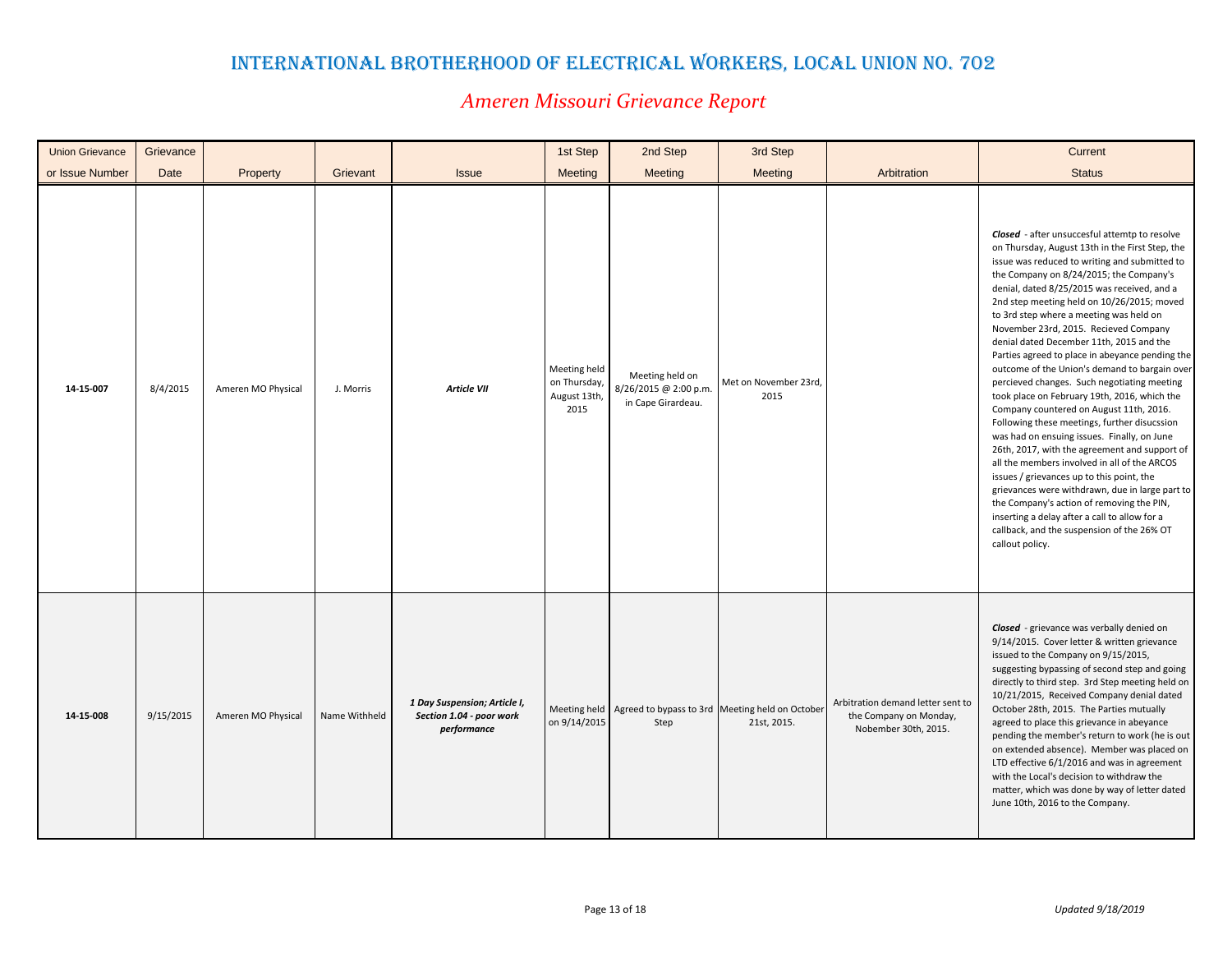# INTERNATIONAL BROTHERHOOD OF ELECTRICAL WORKERS, LOCAL UNION NO. 702

## *Ameren Missouri Grievance Report*

| Union Grievance or Issue Number | Grievance Date | Property | Grievant | Issue | 1st Step Meeting | 2nd Step Meeting | 3rd Step Meeting | Arbitration | Current Status |
|---|---|---|---|---|---|---|---|---|---|
| **14-15-007** | 8/4/2015 | Ameren MO Physical | J. Morris | ***Article VII*** | Meeting held on Thursday, August 13th, 2015 | Meeting held on 8/26/2015 @ 2:00 p.m. in Cape Girardeau. | Met on November 23rd, 2015 | | ***Closed*** - after unsuccesful attemtp to resolve on Thursday, August 13th in the First Step, the issue was reduced to writing and submitted to the Company on 8/24/2015; the Company's denial, dated 8/25/2015 was received, and a 2nd step meeting held on 10/26/2015; moved to 3rd step where a meeting was held on November 23rd, 2015. Recieved Company denial dated December 11th, 2015 and the Parties agreed to place in abeyance pending the outcome of the Union's demand to bargain over percieved changes. Such negotiating meeting took place on February 19th, 2016, which the Company countered on August 11th, 2016. Following these meetings, further disucssion was had on ensuing issues. Finally, on June 26th, 2017, with the agreement and support of all the members involved in all of the ARCOS issues / grievances up to this point, the grievances were withdrawn, due in large part to the Company's action of removing the PIN, inserting a delay after a call to allow for a callback, and the suspension of the 26% OT callout policy. |
| **14-15-008** | 9/15/2015 | Ameren MO Physical | Name Withheld | ***1 Day Suspension; Article I, Section 1.04 - poor work performance*** | Meeting held on 9/14/2015 | Agreed to bypass to 3rd Step | Meeting held on October 21st, 2015. | Arbitration demand letter sent to the Company on Monday, Nobember 30th, 2015. | ***Closed*** - grievance was verbally denied on 9/14/2015. Cover letter & written grievance issued to the Company on 9/15/2015, suggesting bypassing of second step and going directly to third step. 3rd Step meeting held on 10/21/2015, Received Company denial dated October 28th, 2015. The Parties mutually agreed to place this grievance in abeyance pending the member's return to work (he is out on extended absence). Member was placed on LTD effective 6/1/2016 and was in agreement with the Local's decision to withdraw the matter, which was done by way of letter dated June 10th, 2016 to the Company. |

*Updated 9/18/2019*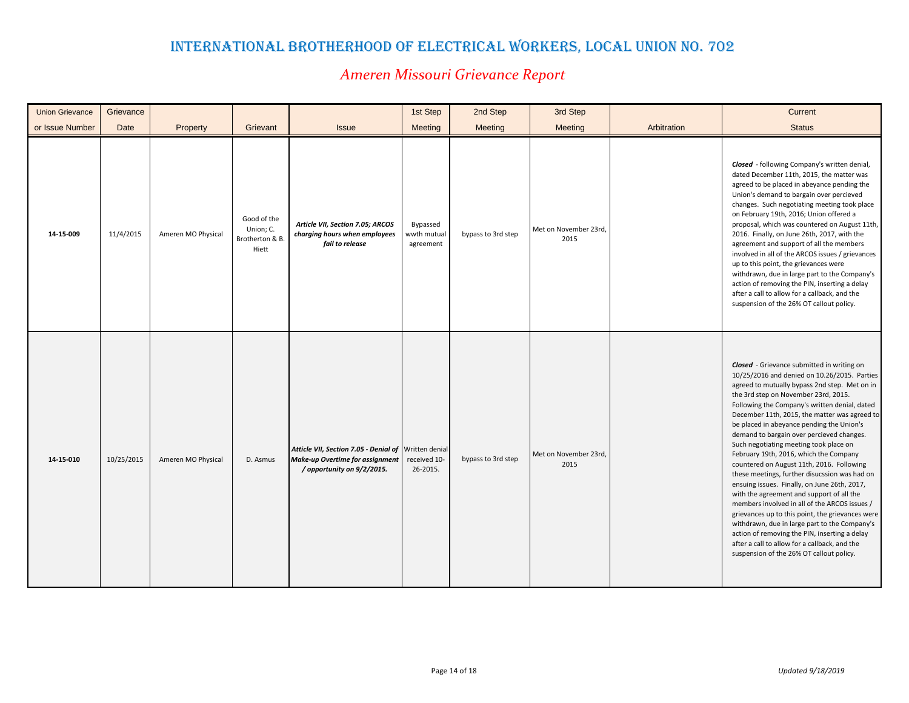# INTERNATIONAL BROTHERHOOD OF ELECTRICAL WORKERS, LOCAL UNION NO. 702

## *Ameren Missouri Grievance Report*

| Union Grievance or Issue Number | Grievance Date | Property | Grievant | Issue | 1st Step Meeting | 2nd Step Meeting | 3rd Step Meeting | Arbitration | Current Status |
|---|---|---|---|---|---|---|---|---|---|
| **14-15-009** | 11/4/2015 | Ameren MO Physical | Good of the Union; C. Brotherton & B. Hiett | ***Article VII, Section 7.05; ARCOS charging hours when employees fail to release*** | Bypassed wwth mutual agreement | bypass to 3rd step | Met on November 23rd, 2015 | | ***Closed*** - following Company's written denial, dated December 11th, 2015, the matter was agreed to be placed in abeyance pending the Union's demand to bargain over percieved changes. Such negotiating meeting took place on February 19th, 2016; Union offered a proposal, which was countered on August 11th, 2016. Finally, on June 26th, 2017, with the agreement and support of all the members involved in all of the ARCOS issues / grievances up to this point, the grievances were withdrawn, due in large part to the Company's action of removing the PIN, inserting a delay after a call to allow for a callback, and the suspension of the 26% OT callout policy. |
| **14-15-010** | 10/25/2015 | Ameren MO Physical | D. Asmus | ***Article VII, Section 7.05 - Denial of Make-up Overtime for assignment / opportunity on 9/2/2015.*** | Written denial received 10-26-2015. | bypass to 3rd step | Met on November 23rd, 2015 | | ***Closed*** - Grievance submitted in writing on 10/25/2016 and denied on 10.26/2015. Parties agreed to mutually bypass 2nd step. Met on in the 3rd step on November 23rd, 2015. Following the Company's written denial, dated December 11th, 2015, the matter was agreed to be placed in abeyance pending the Union's demand to bargain over percieved changes. Such negotiating meeting took place on February 19th, 2016, which the Company countered on August 11th, 2016. Following these meetings, further disucssion was had on ensuing issues. Finally, on June 26th, 2017, with the agreement and support of all the members involved in all of the ARCOS issues / grievances up to this point, the grievances were withdrawn, due in large part to the Company's action of removing the PIN, inserting a delay after a call to allow for a callback, and the suspension of the 26% OT callout policy. |

*Updated 9/18/2019*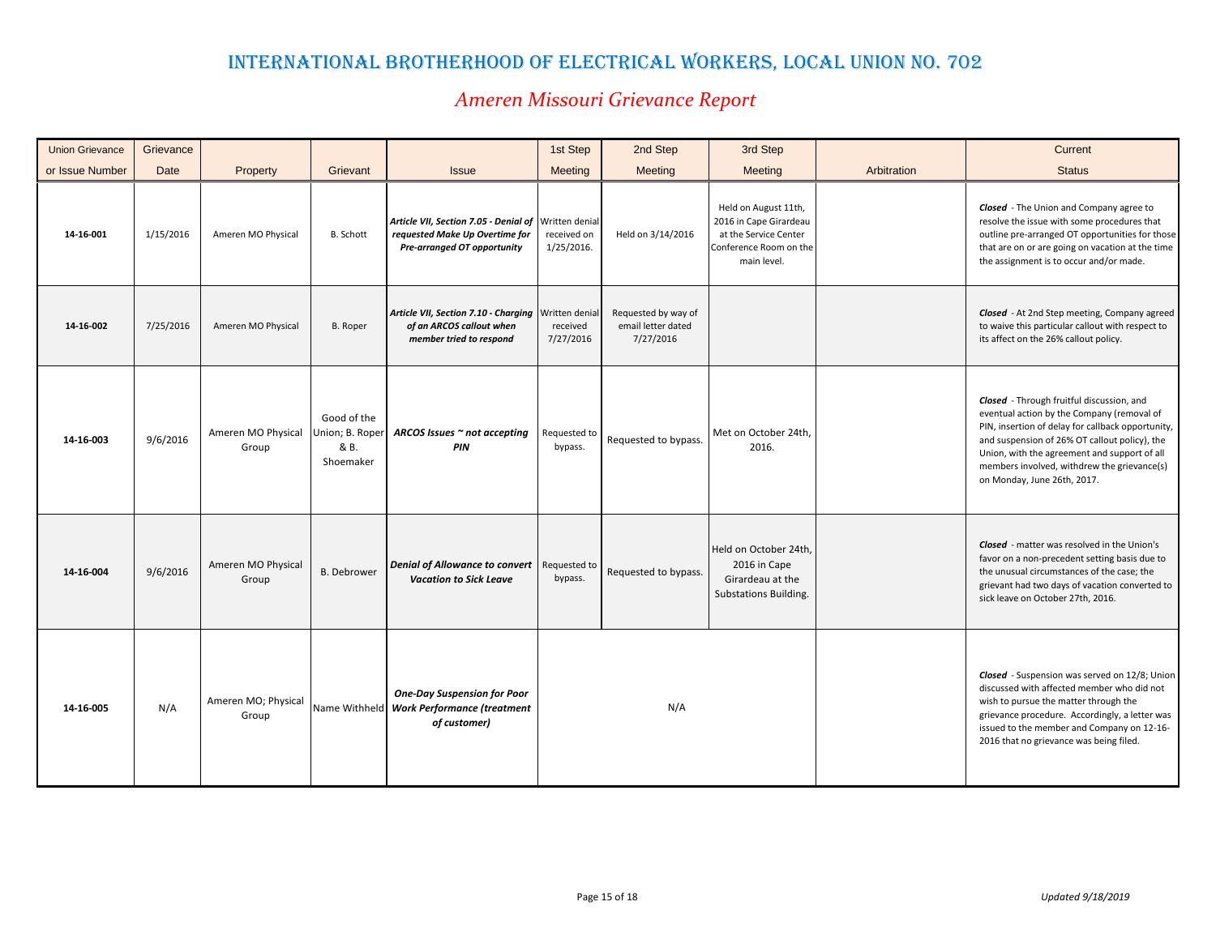# INTERNATIONAL BROTHERHOOD OF ELECTRICAL WORKERS, LOCAL UNION NO. 702

## *Ameren Missouri Grievance Report*

| Union Grievance or Issue Number | Grievance Date | Property | Grievant | Issue | 1st Step Meeting | 2nd Step Meeting | 3rd Step Meeting | Arbitration | Current Status |
|---|---|---|---|---|---|---|---|---|---|
| **14-16-001** | 1/15/2016 | Ameren MO Physical | B. Schott | ***Article VII, Section 7.05 - Denial of requested Make Up Overtime for Pre-arranged OT opportunity*** | Written denial received on 1/25/2016. | Held on 3/14/2016 | Held on August 11th, 2016 in Cape Girardeau at the Service Center Conference Room on the main level. | | ***Closed*** - The Union and Company agree to resolve the issue with some procedures that outline pre-arranged OT opportunities for those that are on or are going on vacation at the time the assignment is to occur and/or made. |
| **14-16-002** | 7/25/2016 | Ameren MO Physical | B. Roper | ***Article VII, Section 7.10 - Charging of an ARCOS callout when member tried to respond*** | Written denial received 7/27/2016 | Requested by way of email letter dated 7/27/2016 | | | ***Closed*** - At 2nd Step meeting, Company agreed to waive this particular callout with respect to its affect on the 26% callout policy. |
| **14-16-003** | 9/6/2016 | Ameren MO Physical Group | Good of the Union; B. Roper & B. Shoemaker | ***ARCOS Issues ~ not accepting PIN*** | Requested to bypass. | Requested to bypass. | Met on October 24th, 2016. | | ***Closed*** - Through fruitful discussion, and eventual action by the Company (removal of PIN, insertion of delay for callback opportunity, and suspension of 26% OT callout policy), the Union, with the agreement and support of all members involved, withdrew the grievance(s) on Monday, June 26th, 2017. |
| **14-16-004** | 9/6/2016 | Ameren MO Physical Group | B. Debrower | ***Denial of Allowance to convert Vacation to Sick Leave*** | Requested to bypass. | Requested to bypass. | Held on October 24th, 2016 in Cape Girardeau at the Substations Building. | | ***Closed*** - matter was resolved in the Union's favor on a non-precedent setting basis due to the unusual circumstances of the case; the grievant had two days of vacation converted to sick leave on October 27th, 2016. |
| **14-16-005** | N/A | Ameren MO; Physical Group | Name Withheld | ***One-Day Suspension for Poor Work Performance (treatment of customer)*** | N/A | | | | ***Closed*** - Suspension was served on 12/8; Union discussed with affected member who did not wish to pursue the matter through the grievance procedure. Accordingly, a letter was issued to the member and Company on 12-16-2016 that no grievance was being filed. |

*Updated 9/18/2019*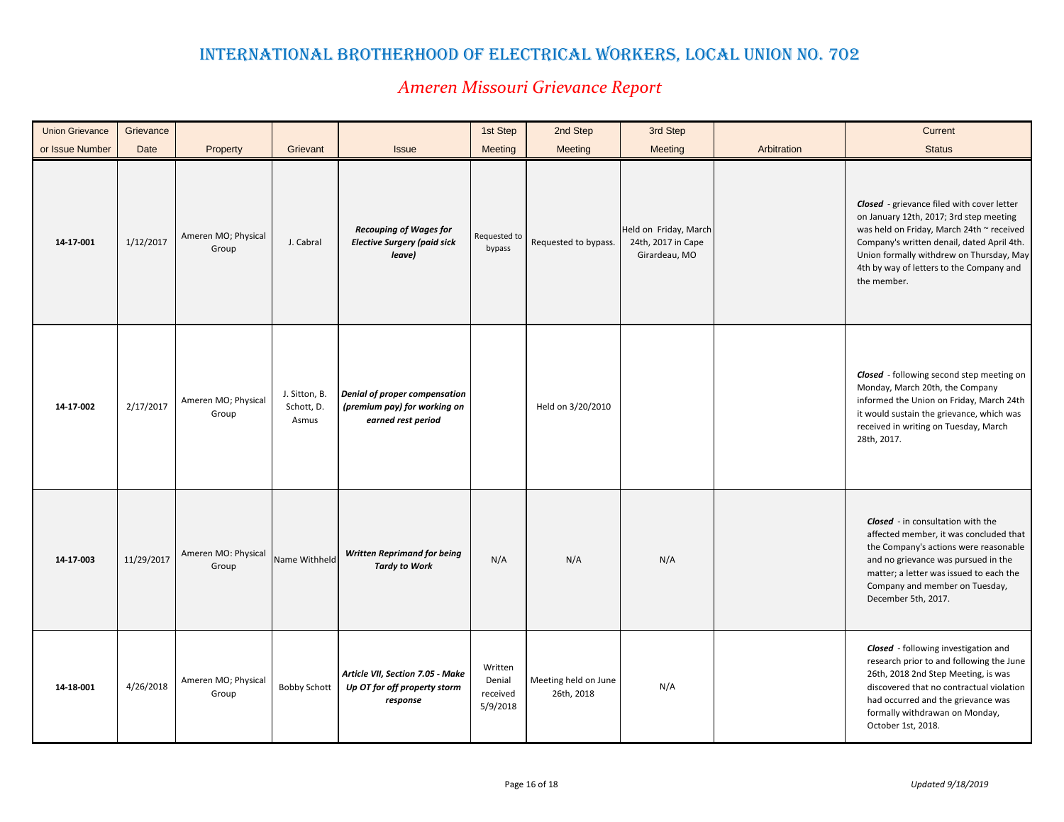# INTERNATIONAL BROTHERHOOD OF ELECTRICAL WORKERS, LOCAL UNION NO. 702

## *Ameren Missouri Grievance Report*

| Union Grievance or Issue Number | Grievance Date | Property | Grievant | Issue | 1st Step Meeting | 2nd Step Meeting | 3rd Step Meeting | Arbitration | Current Status |
|---|---|---|---|---|---|---|---|---|---|
| **14-17-001** | 1/12/2017 | Ameren MO; Physical Group | J. Cabral | ***Recouping of Wages for Elective Surgery (paid sick leave)*** | Requested to bypass | Requested to bypass. | Held on Friday, March 24th, 2017 in Cape Girardeau, MO | | ***Closed*** - grievance filed with cover letter on January 12th, 2017; 3rd step meeting was held on Friday, March 24th ~ received Company's written denail, dated April 4th. Union formally withdrew on Thursday, May 4th by way of letters to the Company and the member. |
| **14-17-002** | 2/17/2017 | Ameren MO; Physical Group | J. Sitton, B. Schott, D. Asmus | ***Denial of proper compensation (premium pay) for working on earned rest period*** | | Held on 3/20/2010 | | | ***Closed*** - following second step meeting on Monday, March 20th, the Company informed the Union on Friday, March 24th it would sustain the grievance, which was received in writing on Tuesday, March 28th, 2017. |
| **14-17-003** | 11/29/2017 | Ameren MO: Physical Group | Name Withheld | ***Written Reprimand for being Tardy to Work*** | N/A | N/A | N/A | | ***Closed*** - in consultation with the affected member, it was concluded that the Company's actions were reasonable and no grievance was pursued in the matter; a letter was issued to each the Company and member on Tuesday, December 5th, 2017. |
| **14-18-001** | 4/26/2018 | Ameren MO; Physical Group | Bobby Schott | ***Article VII, Section 7.05 - Make Up OT for off property storm response*** | Written Denial received 5/9/2018 | Meeting held on June 26th, 2018 | N/A | | ***Closed*** - following investigation and research prior to and following the June 26th, 2018 2nd Step Meeting, is was discovered that no contractual violation had occurred and the grievance was formally withdrawan on Monday, October 1st, 2018. |

*Updated 9/18/2019*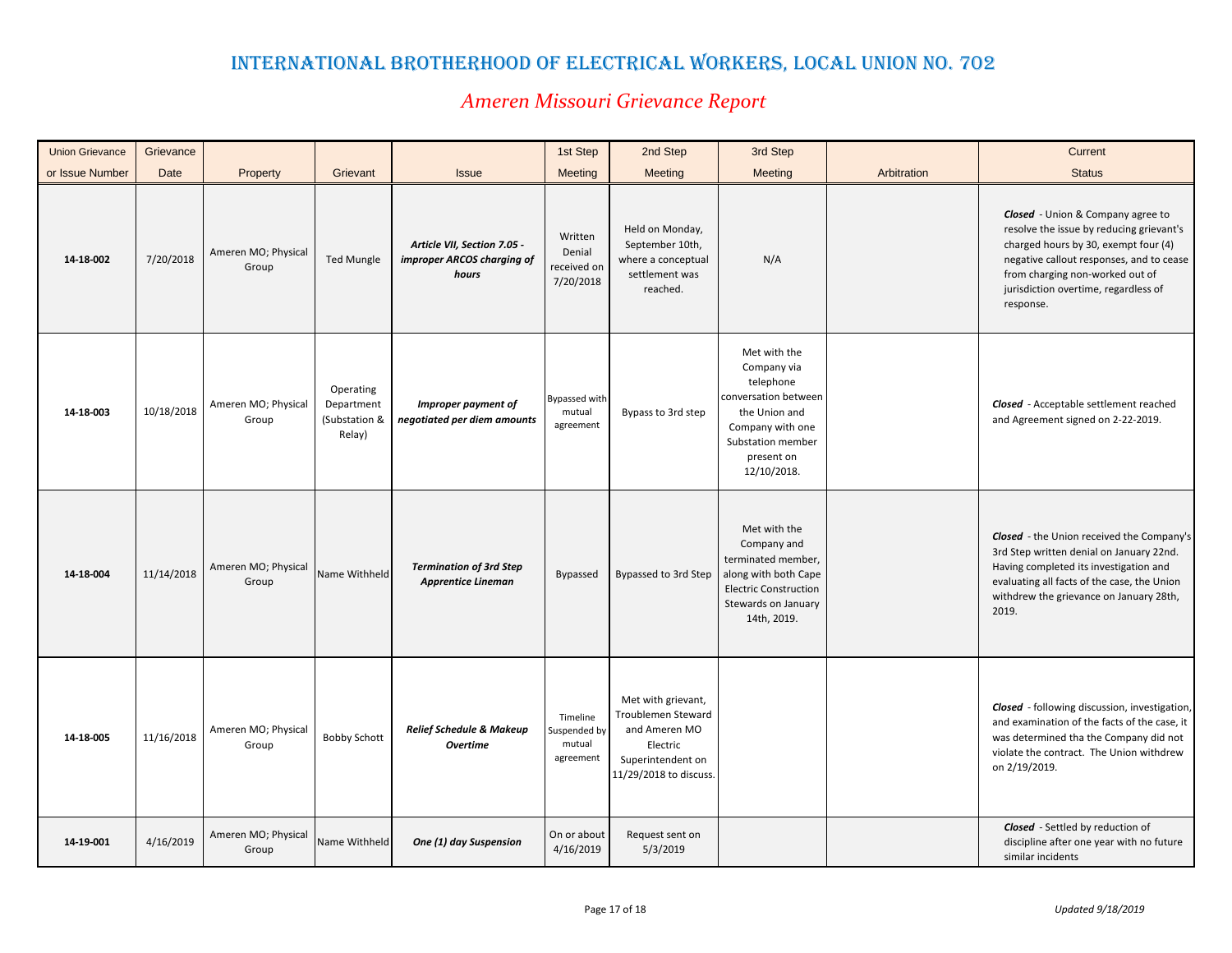# INTERNATIONAL BROTHERHOOD OF ELECTRICAL WORKERS, LOCAL UNION NO. 702

## *Ameren Missouri Grievance Report*

| Union Grievance or Issue Number | Grievance Date | Property | Grievant | Issue | 1st Step Meeting | 2nd Step Meeting | 3rd Step Meeting | Arbitration | Current Status |
|---|---|---|---|---|---|---|---|---|---|
| **14-18-002** | 7/20/2018 | Ameren MO; Physical Group | Ted Mungle | ***Article VII, Section 7.05 - improper ARCOS charging of hours*** | Written Denial received on 7/20/2018 | Held on Monday, September 10th, where a conceptual settlement was reached. | N/A | | ***Closed*** - Union & Company agree to resolve the issue by reducing grievant's charged hours by 30, exempt four (4) negative callout responses, and to cease from charging non-worked out of jurisdiction overtime, regardless of response. |
| **14-18-003** | 10/18/2018 | Ameren MO; Physical Group | Operating Department (Substation & Relay) | ***Improper payment of negotiated per diem amounts*** | Bypassed with mutual agreement | Bypass to 3rd step | Met with the Company via telephone conversation between the Union and Company with one Substation member present on 12/10/2018. | | ***Closed*** - Acceptable settlement reached and Agreement signed on 2-22-2019. |
| **14-18-004** | 11/14/2018 | Ameren MO; Physical Group | Name Withheld | ***Termination of 3rd Step Apprentice Lineman*** | Bypassed | Bypassed to 3rd Step | Met with the Company and terminated member, along with both Cape Electric Construction Stewards on January 14th, 2019. | | ***Closed*** - the Union received the Company's 3rd Step written denial on January 22nd. Having completed its investigation and evaluating all facts of the case, the Union withdrew the grievance on January 28th, 2019. |
| **14-18-005** | 11/16/2018 | Ameren MO; Physical Group | Bobby Schott | ***Relief Schedule & Makeup Overtime*** | Timeline Suspended by mutual agreement | Met with grievant, Troublemen Steward and Ameren MO Electric Superintendent on 11/29/2018 to discuss. | | | ***Closed*** - following discussion, investigation, and examination of the facts of the case, it was determined tha the Company did not violate the contract. The Union withdrew on 2/19/2019. |
| **14-19-001** | 4/16/2019 | Ameren MO; Physical Group | Name Withheld | ***One (1) day Suspension*** | On or about 4/16/2019 | Request sent on 5/3/2019 | | | ***Closed*** - Settled by reduction of discipline after one year with no future similar incidents |

*Updated 9/18/2019*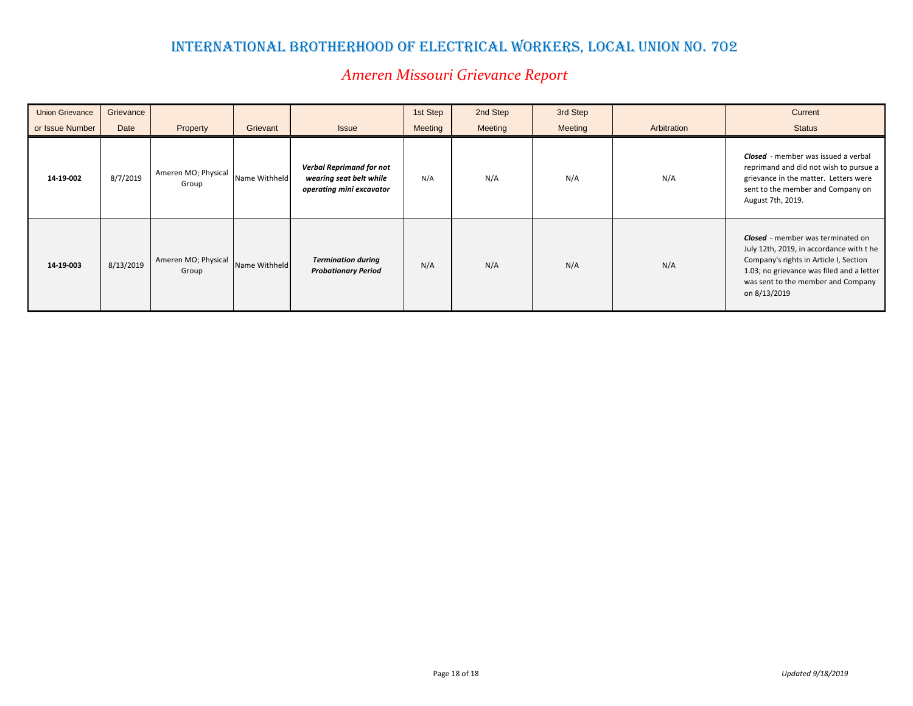# INTERNATIONAL BROTHERHOOD OF ELECTRICAL WORKERS, LOCAL UNION NO. 702

## *Ameren Missouri Grievance Report*

| Union Grievance or Issue Number | Grievance Date | Property | Grievant | Issue | 1st Step Meeting | 2nd Step Meeting | 3rd Step Meeting | Arbitration | Current Status |
|---|---|---|---|---|---|---|---|---|---|
| **14-19-002** | 8/7/2019 | Ameren MO; Physical Group | Name Withheld | ***Verbal Reprimand for not wearing seat belt while operating mini excavator*** | N/A | N/A | N/A | N/A | ***Closed*** - member was issued a verbal reprimand and did not wish to pursue a grievance in the matter. Letters were sent to the member and Company on August 7th, 2019. |
| **14-19-003** | 8/13/2019 | Ameren MO; Physical Group | Name Withheld | ***Termination during Probationary Period*** | N/A | N/A | N/A | N/A | ***Closed*** - member was terminated on July 12th, 2019, in accordance with t he Company's rights in Article I, Section 1.03; no grievance was filed and a letter was sent to the member and Company on 8/13/2019 |

*Updated 9/18/2019*